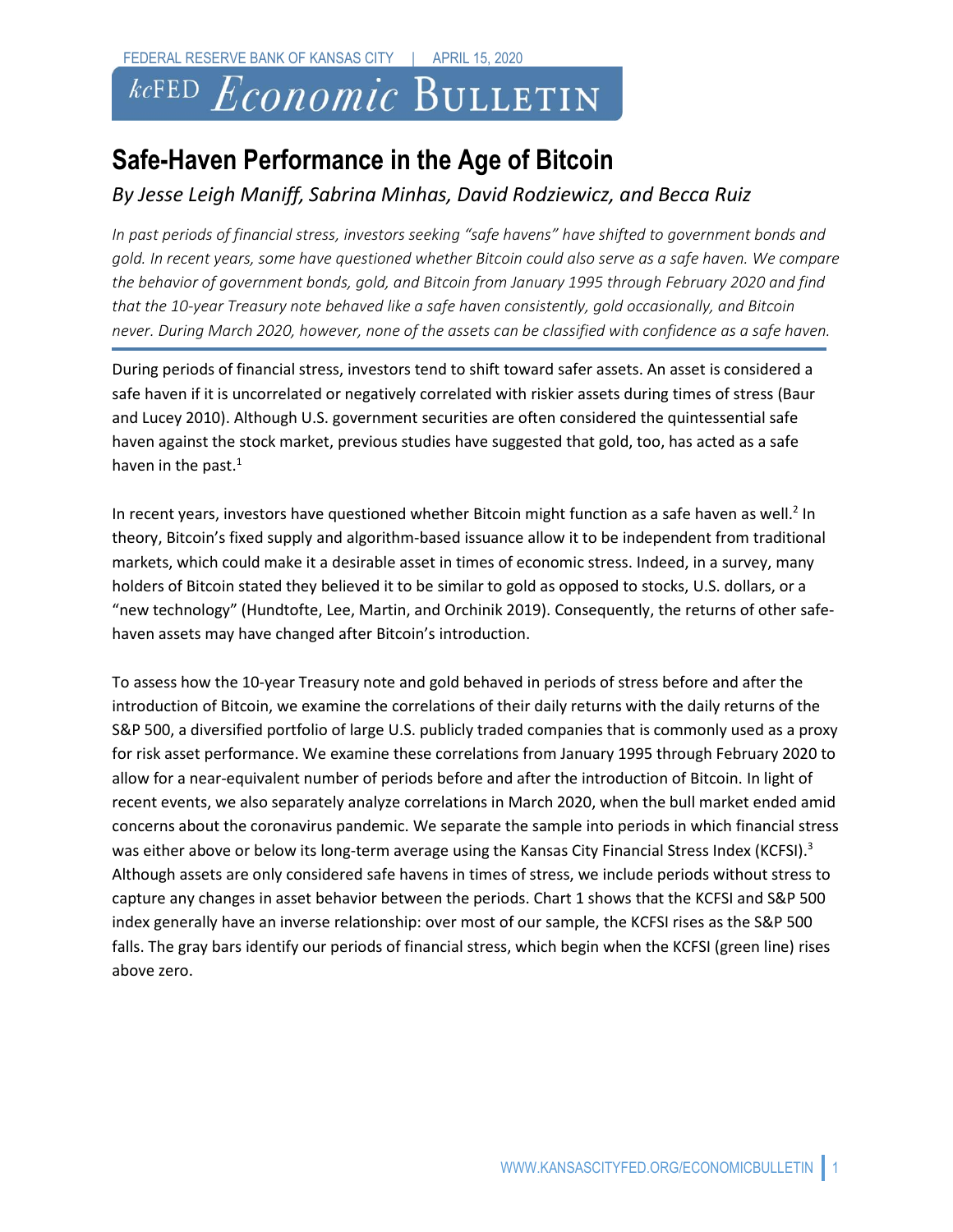# Safe-Haven Performance in the Age of Bitcoin

*By Jesse Leigh Maniff, Sabrina Minhas, David Rodziewicz, and Becca Ruiz*

*In past periods of financial stress, investors seeking "safe havens" have shifted to government bonds and gold. In recent years, some have questioned whether Bitcoin could also serve as a safe haven. We compare the behavior of government bonds, gold, and Bitcoin from January 1995 through February 2020 and find that the 10-year Treasury note behaved like a safe haven consistently, gold occasionally, and Bitcoin never. During March 2020, however, none of the assets can be classified with confidence as a safe haven.*

During periods of financial stress, investors tend to shift toward safer assets. An asset is considered a safe haven if it is uncorrelated or negatively correlated with riskier assets during times of stress (Baur and Lucey 2010). Although U.S. government securities are often considered the quintessential safe haven against the stock market, previous studies have suggested that gold, too, has acted as a safe haven in the past.[1]

In recent years, investors have questioned whether Bitcoin might function as a safe haven as well.[2] In theory, Bitcoin's fixed supply and algorithm-based issuance allow it to be independent from traditional markets, which could make it a desirable asset in times of economic stress. Indeed, in a survey, many holders of Bitcoin stated they believed it to be similar to gold as opposed to stocks, U.S. dollars, or a "new technology" (Hundtofte, Lee, Martin, and Orchinik 2019). Consequently, the returns of other safe-haven assets may have changed after Bitcoin's introduction.

To assess how the 10-year Treasury note and gold behaved in periods of stress before and after the introduction of Bitcoin, we examine the correlations of their daily returns with the daily returns of the S&P 500, a diversified portfolio of large U.S. publicly traded companies that is commonly used as a proxy for risk asset performance. We examine these correlations from January 1995 through February 2020 to allow for a near-equivalent number of periods before and after the introduction of Bitcoin. In light of recent events, we also separately analyze correlations in March 2020, when the bull market ended amid concerns about the coronavirus pandemic. We separate the sample into periods in which financial stress was either above or below its long-term average using the Kansas City Financial Stress Index (KCFSI).[3] Although assets are only considered safe havens in times of stress, we include periods without stress to capture any changes in asset behavior between the periods. Chart 1 shows that the KCFSI and S&P 500 index generally have an inverse relationship: over most of our sample, the KCFSI rises as the S&P 500 falls. The gray bars identify our periods of financial stress, which begin when the KCFSI (green line) rises above zero.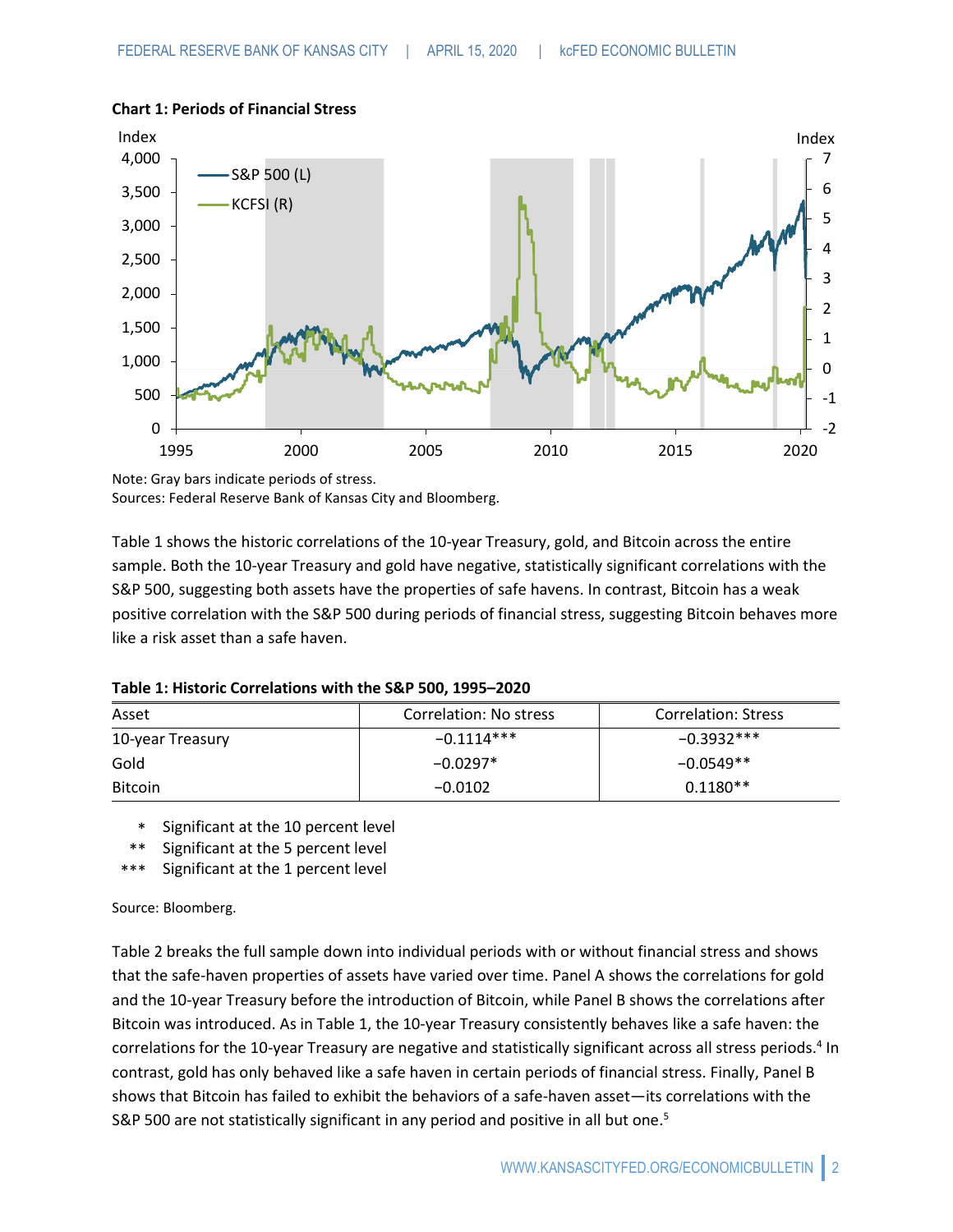**Chart 1: Periods of Financial Stress**

Note: Gray bars indicate periods of stress.
Sources: Federal Reserve Bank of Kansas City and Bloomberg.

Table 1 shows the historic correlations of the 10-year Treasury, gold, and Bitcoin across the entire sample. Both the 10-year Treasury and gold have negative, statistically significant correlations with the S&P 500, suggesting both assets have the properties of safe havens. In contrast, Bitcoin has a weak positive correlation with the S&P 500 during periods of financial stress, suggesting Bitcoin behaves more like a risk asset than a safe haven.

**Table 1: Historic Correlations with the S&P 500, 1995–2020**

| Asset | Correlation: No stress | Correlation: Stress |
|---|---|---|
| 10-year Treasury | −0.1114*** | −0.3932*** |
| Gold | −0.0297* | −0.0549** |
| Bitcoin | −0.0102 | 0.1180** |

\* Significant at the 10 percent level
\*\* Significant at the 5 percent level
\*\*\* Significant at the 1 percent level

Source: Bloomberg.

Table 2 breaks the full sample down into individual periods with or without financial stress and shows that the safe-haven properties of assets have varied over time. Panel A shows the correlations for gold and the 10-year Treasury before the introduction of Bitcoin, while Panel B shows the correlations after Bitcoin was introduced. As in Table 1, the 10-year Treasury consistently behaves like a safe haven: the correlations for the 10-year Treasury are negative and statistically significant across all stress periods.[4] In contrast, gold has only behaved like a safe haven in certain periods of financial stress. Finally, Panel B shows that Bitcoin has failed to exhibit the behaviors of a safe-haven asset—its correlations with the S&P 500 are not statistically significant in any period and positive in all but one.[5]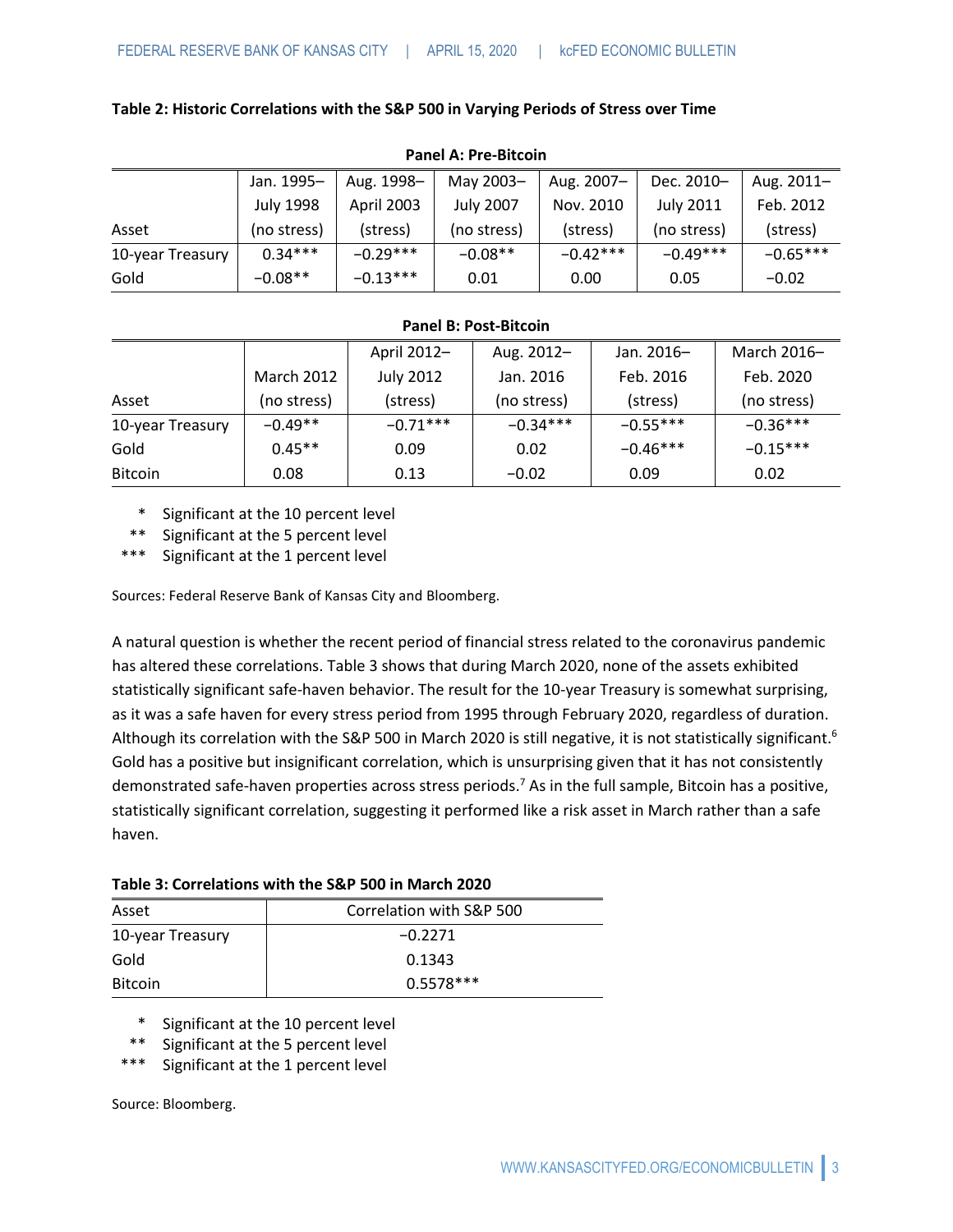**Table 2: Historic Correlations with the S&P 500 in Varying Periods of Stress over Time**

**Panel A: Pre-Bitcoin**

| Asset | Jan. 1995–July 1998 (no stress) | Aug. 1998–April 2003 (stress) | May 2003–July 2007 (no stress) | Aug. 2007–Nov. 2010 (stress) | Dec. 2010–July 2011 (no stress) | Aug. 2011–Feb. 2012 (stress) |
|---|---|---|---|---|---|---|
| 10-year Treasury | 0.34*** | −0.29*** | −0.08** | −0.42*** | −0.49*** | −0.65*** |
| Gold | −0.08** | −0.13*** | 0.01 | 0.00 | 0.05 | −0.02 |

**Panel B: Post-Bitcoin**

| Asset | March 2012 (no stress) | April 2012–July 2012 (stress) | Aug. 2012–Jan. 2016 (no stress) | Jan. 2016–Feb. 2016 (stress) | March 2016–Feb. 2020 (no stress) |
|---|---|---|---|---|---|
| 10-year Treasury | −0.49** | −0.71*** | −0.34*** | −0.55*** | −0.36*** |
| Gold | 0.45** | 0.09 | 0.02 | −0.46*** | −0.15*** |
| Bitcoin | 0.08 | 0.13 | −0.02 | 0.09 | 0.02 |

\* Significant at the 10 percent level
\** Significant at the 5 percent level
\*** Significant at the 1 percent level

Sources: Federal Reserve Bank of Kansas City and Bloomberg.

A natural question is whether the recent period of financial stress related to the coronavirus pandemic has altered these correlations. Table 3 shows that during March 2020, none of the assets exhibited statistically significant safe-haven behavior. The result for the 10-year Treasury is somewhat surprising, as it was a safe haven for every stress period from 1995 through February 2020, regardless of duration. Although its correlation with the S&P 500 in March 2020 is still negative, it is not statistically significant.[6] Gold has a positive but insignificant correlation, which is unsurprising given that it has not consistently demonstrated safe-haven properties across stress periods.[7] As in the full sample, Bitcoin has a positive, statistically significant correlation, suggesting it performed like a risk asset in March rather than a safe haven.

**Table 3: Correlations with the S&P 500 in March 2020**

| Asset | Correlation with S&P 500 |
|---|---|
| 10-year Treasury | −0.2271 |
| Gold | 0.1343 |
| Bitcoin | 0.5578*** |

\* Significant at the 10 percent level
\** Significant at the 5 percent level
\*** Significant at the 1 percent level

Source: Bloomberg.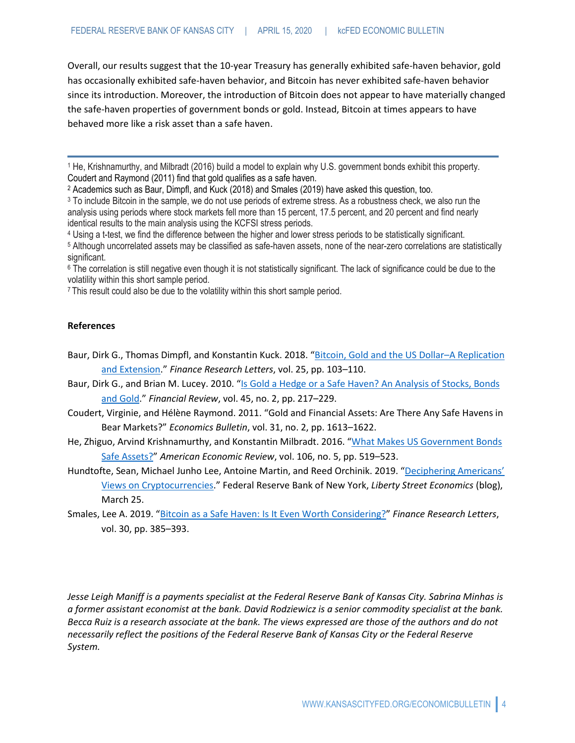Overall, our results suggest that the 10-year Treasury has generally exhibited safe-haven behavior, gold has occasionally exhibited safe-haven behavior, and Bitcoin has never exhibited safe-haven behavior since its introduction. Moreover, the introduction of Bitcoin does not appear to have materially changed the safe-haven properties of government bonds or gold. Instead, Bitcoin at times appears to have behaved more like a risk asset than a safe haven.

---

[1] He, Krishnamurthy, and Milbradt (2016) build a model to explain why U.S. government bonds exhibit this property. Coudert and Raymond (2011) find that gold qualifies as a safe haven.

[2] Academics such as Baur, Dimpfl, and Kuck (2018) and Smales (2019) have asked this question, too.

[3] To include Bitcoin in the sample, we do not use periods of extreme stress. As a robustness check, we also run the analysis using periods where stock markets fell more than 15 percent, 17.5 percent, and 20 percent and find nearly identical results to the main analysis using the KCFSI stress periods.

[4] Using a t-test, we find the difference between the higher and lower stress periods to be statistically significant.

[5] Although uncorrelated assets may be classified as safe-haven assets, none of the near-zero correlations are statistically significant.

[6] The correlation is still negative even though it is not statistically significant. The lack of significance could be due to the volatility within this short sample period.

[7] This result could also be due to the volatility within this short sample period.

**References**

Baur, Dirk G., Thomas Dimpfl, and Konstantin Kuck. 2018. "Bitcoin, Gold and the US Dollar–A Replication and Extension." *Finance Research Letters*, vol. 25, pp. 103–110.

Baur, Dirk G., and Brian M. Lucey. 2010. "Is Gold a Hedge or a Safe Haven? An Analysis of Stocks, Bonds and Gold." *Financial Review*, vol. 45, no. 2, pp. 217–229.

Coudert, Virginie, and Hélène Raymond. 2011. "Gold and Financial Assets: Are There Any Safe Havens in Bear Markets?" *Economics Bulletin*, vol. 31, no. 2, pp. 1613–1622.

He, Zhiguo, Arvind Krishnamurthy, and Konstantin Milbradt. 2016. "What Makes US Government Bonds Safe Assets?" *American Economic Review*, vol. 106, no. 5, pp. 519–523.

Hundtofte, Sean, Michael Junho Lee, Antoine Martin, and Reed Orchinik. 2019. "Deciphering Americans' Views on Cryptocurrencies." Federal Reserve Bank of New York, *Liberty Street Economics* (blog), March 25.

Smales, Lee A. 2019. "Bitcoin as a Safe Haven: Is It Even Worth Considering?" *Finance Research Letters*, vol. 30, pp. 385–393.

*Jesse Leigh Maniff is a payments specialist at the Federal Reserve Bank of Kansas City. Sabrina Minhas is a former assistant economist at the bank. David Rodziewicz is a senior commodity specialist at the bank. Becca Ruiz is a research associate at the bank. The views expressed are those of the authors and do not necessarily reflect the positions of the Federal Reserve Bank of Kansas City or the Federal Reserve System.*